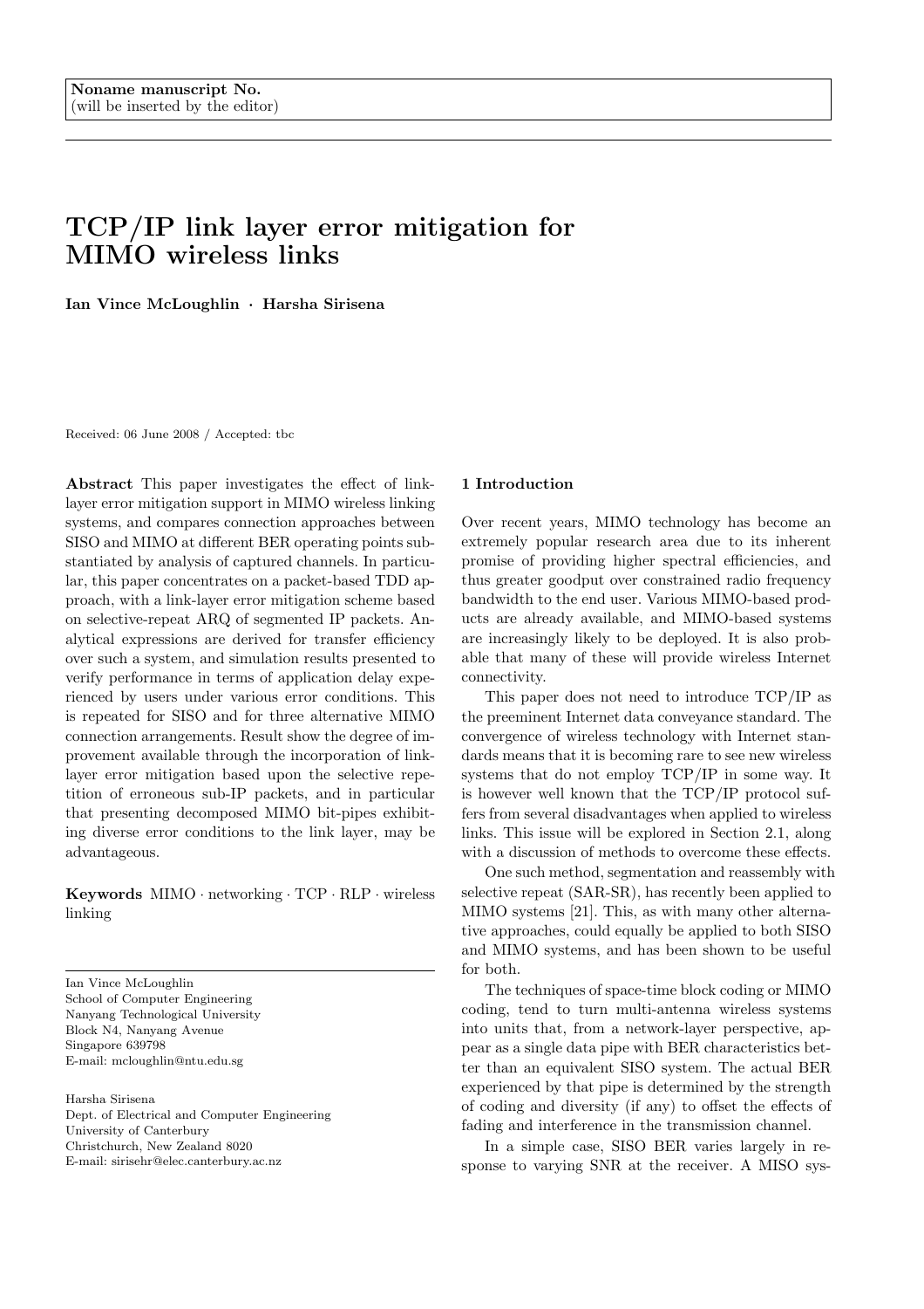Noname manuscript No.
(will be inserted by the editor)

# TCP/IP link layer error mitigation for MIMO wireless links

**Ian Vince McLoughlin · Harsha Sirisena**

Received: 06 June 2008 / Accepted: tbc

**Abstract** This paper investigates the effect of link-layer error mitigation support in MIMO wireless linking systems, and compares connection approaches between SISO and MIMO at different BER operating points substantiated by analysis of captured channels. In particular, this paper concentrates on a packet-based TDD approach, with a link-layer error mitigation scheme based on selective-repeat ARQ of segmented IP packets. Analytical expressions are derived for transfer efficiency over such a system, and simulation results presented to verify performance in terms of application delay experienced by users under various error conditions. This is repeated for SISO and for three alternative MIMO connection arrangements. Result show the degree of improvement available through the incorporation of link-layer error mitigation based upon the selective repetition of erroneous sub-IP packets, and in particular that presenting decomposed MIMO bit-pipes exhibiting diverse error conditions to the link layer, may be advantageous.

**Keywords** MIMO · networking · TCP · RLP · wireless linking

Ian Vince McLoughlin
School of Computer Engineering
Nanyang Technological University
Block N4, Nanyang Avenue
Singapore 639798
E-mail: mcloughlin@ntu.edu.sg

Harsha Sirisena
Dept. of Electrical and Computer Engineering
University of Canterbury
Christchurch, New Zealand 8020
E-mail: sirisehr@elec.canterbury.ac.nz

## 1 Introduction

Over recent years, MIMO technology has become an extremely popular research area due to its inherent promise of providing higher spectral efficiencies, and thus greater goodput over constrained radio frequency bandwidth to the end user. Various MIMO-based products are already available, and MIMO-based systems are increasingly likely to be deployed. It is also probable that many of these will provide wireless Internet connectivity.

This paper does not need to introduce TCP/IP as the preeminent Internet data conveyance standard. The convergence of wireless technology with Internet standards means that it is becoming rare to see new wireless systems that do not employ TCP/IP in some way. It is however well known that the TCP/IP protocol suffers from several disadvantages when applied to wireless links. This issue will be explored in Section 2.1, along with a discussion of methods to overcome these effects.

One such method, segmentation and reassembly with selective repeat (SAR-SR), has recently been applied to MIMO systems [21]. This, as with many other alternative approaches, could equally be applied to both SISO and MIMO systems, and has been shown to be useful for both.

The techniques of space-time block coding or MIMO coding, tend to turn multi-antenna wireless systems into units that, from a network-layer perspective, appear as a single data pipe with BER characteristics better than an equivalent SISO system. The actual BER experienced by that pipe is determined by the strength of coding and diversity (if any) to offset the effects of fading and interference in the transmission channel.

In a simple case, SISO BER varies largely in response to varying SNR at the receiver. A MISO sys-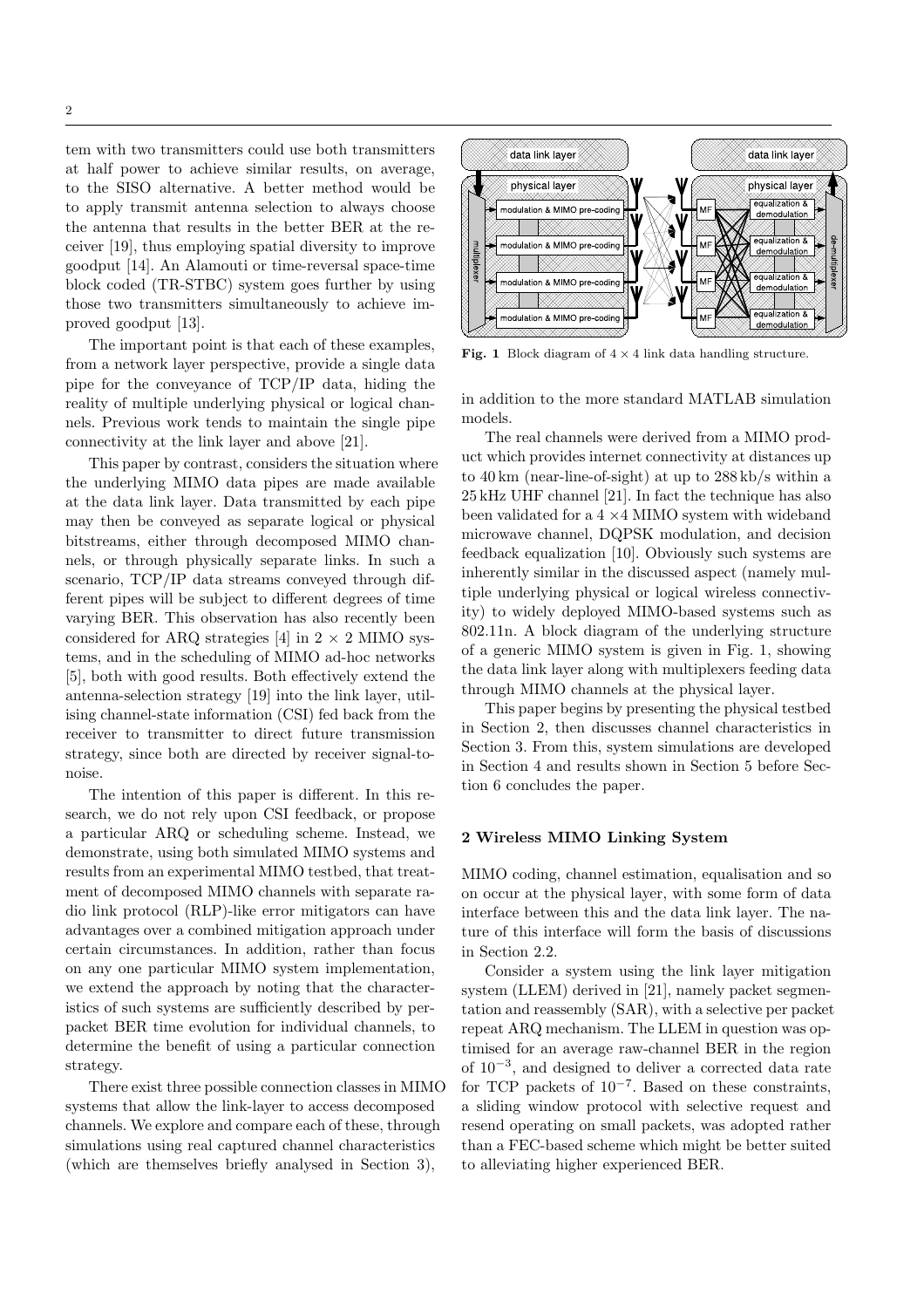tem with two transmitters could use both transmitters at half power to achieve similar results, on average, to the SISO alternative. A better method would be to apply transmit antenna selection to always choose the antenna that results in the better BER at the receiver [19], thus employing spatial diversity to improve goodput [14]. An Alamouti or time-reversal space-time block coded (TR-STBC) system goes further by using those two transmitters simultaneously to achieve improved goodput [13].

The important point is that each of these examples, from a network layer perspective, provide a single data pipe for the conveyance of TCP/IP data, hiding the reality of multiple underlying physical or logical channels. Previous work tends to maintain the single pipe connectivity at the link layer and above [21].

This paper by contrast, considers the situation where the underlying MIMO data pipes are made available at the data link layer. Data transmitted by each pipe may then be conveyed as separate logical or physical bitstreams, either through decomposed MIMO channels, or through physically separate links. In such a scenario, TCP/IP data streams conveyed through different pipes will be subject to different degrees of time varying BER. This observation has also recently been considered for ARQ strategies [4] in $2 \times 2$ MIMO systems, and in the scheduling of MIMO ad-hoc networks [5], both with good results. Both effectively extend the antenna-selection strategy [19] into the link layer, utilising channel-state information (CSI) fed back from the receiver to transmitter to direct future transmission strategy, since both are directed by receiver signal-to-noise.

The intention of this paper is different. In this research, we do not rely upon CSI feedback, or propose a particular ARQ or scheduling scheme. Instead, we demonstrate, using both simulated MIMO systems and results from an experimental MIMO testbed, that treatment of decomposed MIMO channels with separate radio link protocol (RLP)-like error mitigators can have advantages over a combined mitigation approach under certain circumstances. In addition, rather than focus on any one particular MIMO system implementation, we extend the approach by noting that the characteristics of such systems are sufficiently described by per-packet BER time evolution for individual channels, to determine the benefit of using a particular connection strategy.

There exist three possible connection classes in MIMO systems that allow the link-layer to access decomposed channels. We explore and compare each of these, through simulations using real captured channel characteristics (which are themselves briefly analysed in Section 3), in addition to the more standard MATLAB simulation models.

**Fig. 1** Block diagram of $4 \times 4$ link data handling structure.

The real channels were derived from a MIMO product which provides internet connectivity at distances up to 40 km (near-line-of-sight) at up to 288 kb/s within a 25 kHz UHF channel [21]. In fact the technique has also been validated for a $4 \times 4$ MIMO system with wideband microwave channel, DQPSK modulation, and decision feedback equalization [10]. Obviously such systems are inherently similar in the discussed aspect (namely multiple underlying physical or logical wireless connectivity) to widely deployed MIMO-based systems such as 802.11n. A block diagram of the underlying structure of a generic MIMO system is given in Fig. 1, showing the data link layer along with multiplexers feeding data through MIMO channels at the physical layer.

This paper begins by presenting the physical testbed in Section 2, then discusses channel characteristics in Section 3. From this, system simulations are developed in Section 4 and results shown in Section 5 before Section 6 concludes the paper.

## 2 Wireless MIMO Linking System

MIMO coding, channel estimation, equalisation and so on occur at the physical layer, with some form of data interface between this and the data link layer. The nature of this interface will form the basis of discussions in Section 2.2.

Consider a system using the link layer mitigation system (LLEM) derived in [21], namely packet segmentation and reassembly (SAR), with a selective per packet repeat ARQ mechanism. The LLEM in question was optimised for an average raw-channel BER in the region of $10^{-3}$, and designed to deliver a corrected data rate for TCP packets of $10^{-7}$. Based on these constraints, a sliding window protocol with selective request and resend operating on small packets, was adopted rather than a FEC-based scheme which might be better suited to alleviating higher experienced BER.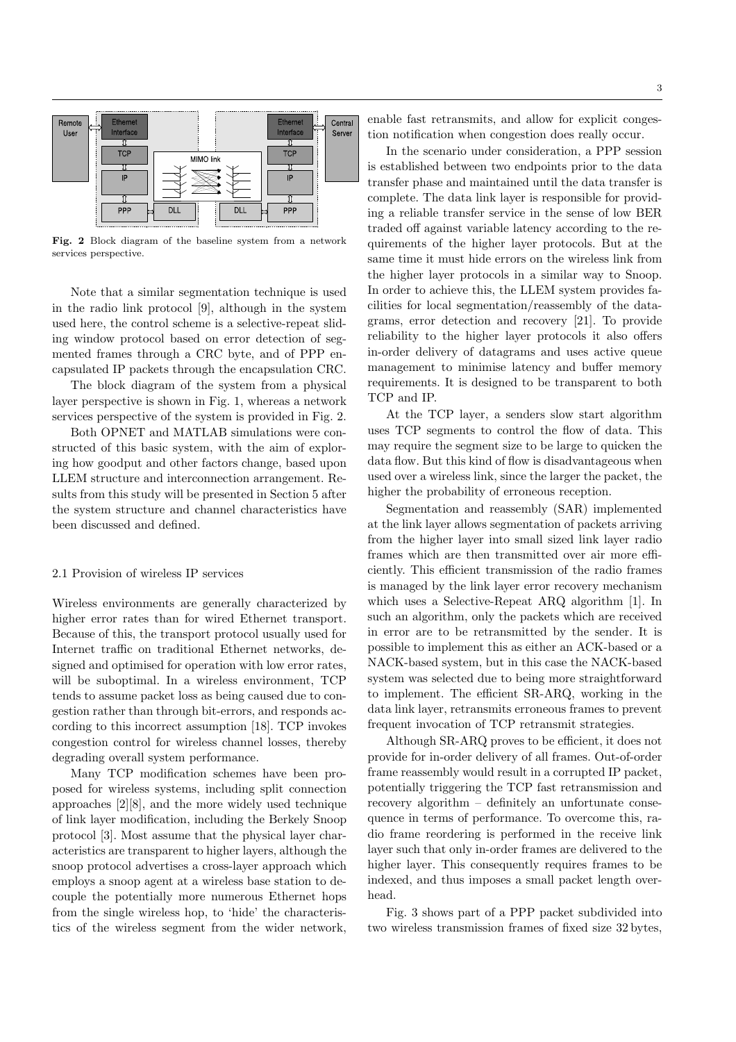Remote User

Ethernet Interface

TCP

IP

PPP

DLL

MIMO link

DLL

PPP

IP

TCP

Ethernet Interface

Central Server

**Fig. 2** Block diagram of the baseline system from a network services perspective.

Note that a similar segmentation technique is used in the radio link protocol [9], although in the system used here, the control scheme is a selective-repeat sliding window protocol based on error detection of segmented frames through a CRC byte, and of PPP encapsulated IP packets through the encapsulation CRC.

The block diagram of the system from a physical layer perspective is shown in Fig. 1, whereas a network services perspective of the system is provided in Fig. 2.

Both OPNET and MATLAB simulations were constructed of this basic system, with the aim of exploring how goodput and other factors change, based upon LLEM structure and interconnection arrangement. Results from this study will be presented in Section 5 after the system structure and channel characteristics have been discussed and defined.

## 2.1 Provision of wireless IP services

Wireless environments are generally characterized by higher error rates than for wired Ethernet transport. Because of this, the transport protocol usually used for Internet traffic on traditional Ethernet networks, designed and optimised for operation with low error rates, will be suboptimal. In a wireless environment, TCP tends to assume packet loss as being caused due to congestion rather than through bit-errors, and responds according to this incorrect assumption [18]. TCP invokes congestion control for wireless channel losses, thereby degrading overall system performance.

Many TCP modification schemes have been proposed for wireless systems, including split connection approaches [2][8], and the more widely used technique of link layer modification, including the Berkely Snoop protocol [3]. Most assume that the physical layer characteristics are transparent to higher layers, although the snoop protocol advertises a cross-layer approach which employs a snoop agent at a wireless base station to decouple the potentially more numerous Ethernet hops from the single wireless hop, to 'hide' the characteristics of the wireless segment from the wider network, enable fast retransmits, and allow for explicit congestion notification when congestion does really occur.

In the scenario under consideration, a PPP session is established between two endpoints prior to the data transfer phase and maintained until the data transfer is complete. The data link layer is responsible for providing a reliable transfer service in the sense of low BER traded off against variable latency according to the requirements of the higher layer protocols. But at the same time it must hide errors on the wireless link from the higher layer protocols in a similar way to Snoop. In order to achieve this, the LLEM system provides facilities for local segmentation/reassembly of the datagrams, error detection and recovery [21]. To provide reliability to the higher layer protocols it also offers in-order delivery of datagrams and uses active queue management to minimise latency and buffer memory requirements. It is designed to be transparent to both TCP and IP.

At the TCP layer, a senders slow start algorithm uses TCP segments to control the flow of data. This may require the segment size to be large to quicken the data flow. But this kind of flow is disadvantageous when used over a wireless link, since the larger the packet, the higher the probability of erroneous reception.

Segmentation and reassembly (SAR) implemented at the link layer allows segmentation of packets arriving from the higher layer into small sized link layer radio frames which are then transmitted over air more efficiently. This efficient transmission of the radio frames is managed by the link layer error recovery mechanism which uses a Selective-Repeat ARQ algorithm [1]. In such an algorithm, only the packets which are received in error are to be retransmitted by the sender. It is possible to implement this as either an ACK-based or a NACK-based system, but in this case the NACK-based system was selected due to being more straightforward to implement. The efficient SR-ARQ, working in the data link layer, retransmits erroneous frames to prevent frequent invocation of TCP retransmit strategies.

Although SR-ARQ proves to be efficient, it does not provide for in-order delivery of all frames. Out-of-order frame reassembly would result in a corrupted IP packet, potentially triggering the TCP fast retransmission and recovery algorithm – definitely an unfortunate consequence in terms of performance. To overcome this, radio frame reordering is performed in the receive link layer such that only in-order frames are delivered to the higher layer. This consequently requires frames to be indexed, and thus imposes a small packet length overhead.

Fig. 3 shows part of a PPP packet subdivided into two wireless transmission frames of fixed size 32 bytes,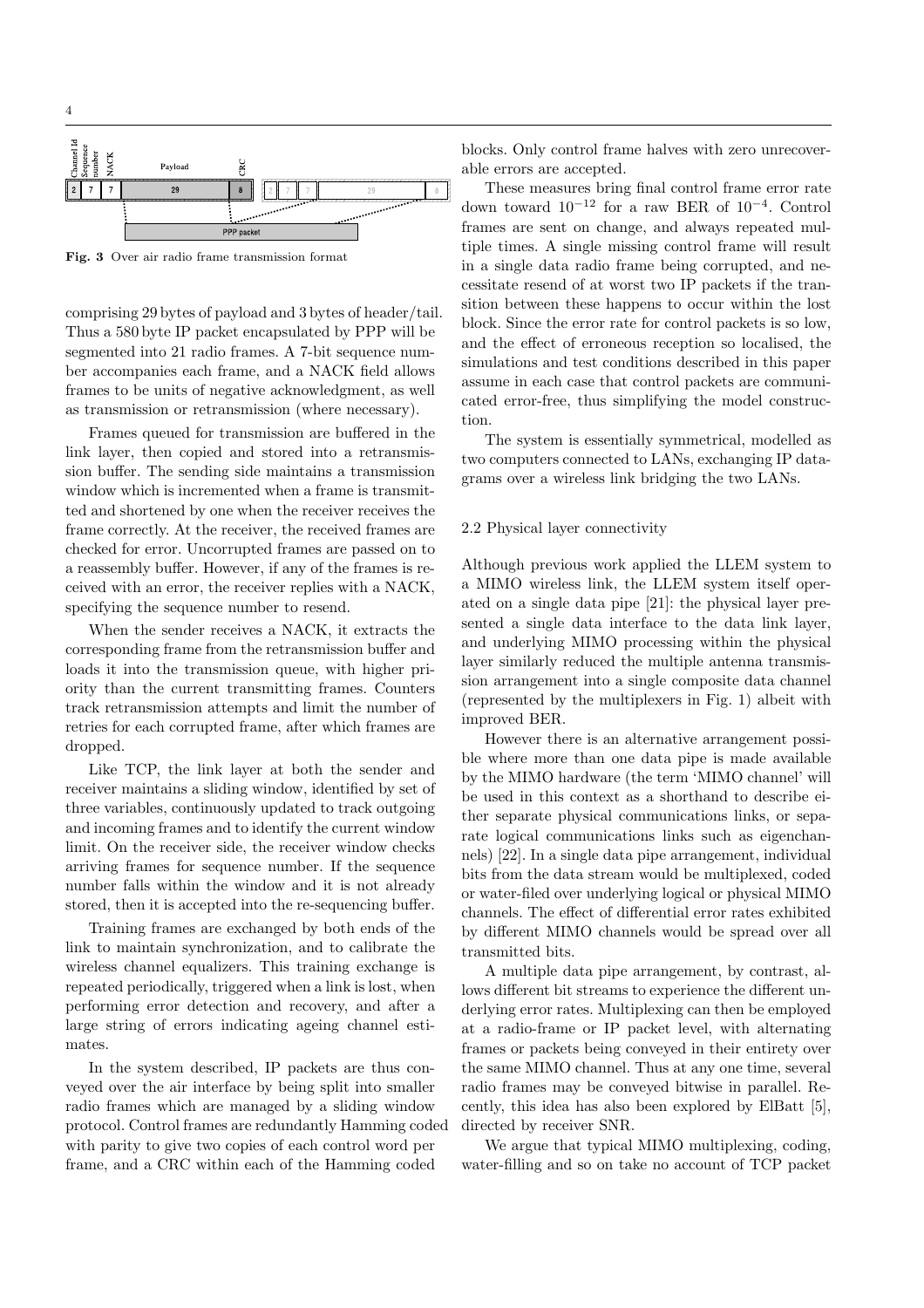Channel Id
Sequence number
NACK
Payload
CRC

2 | 7 | 7 | 29 | 8 | 2 | 7 | 7 | 29 | 8

PPP packet

**Fig. 3** Over air radio frame transmission format

comprising 29 bytes of payload and 3 bytes of header/tail. Thus a 580 byte IP packet encapsulated by PPP will be segmented into 21 radio frames. A 7-bit sequence number accompanies each frame, and a NACK field allows frames to be units of negative acknowledgment, as well as transmission or retransmission (where necessary).

Frames queued for transmission are buffered in the link layer, then copied and stored into a retransmission buffer. The sending side maintains a transmission window which is incremented when a frame is transmitted and shortened by one when the receiver receives the frame correctly. At the receiver, the received frames are checked for error. Uncorrupted frames are passed on to a reassembly buffer. However, if any of the frames is received with an error, the receiver replies with a NACK, specifying the sequence number to resend.

When the sender receives a NACK, it extracts the corresponding frame from the retransmission buffer and loads it into the transmission queue, with higher priority than the current transmitting frames. Counters track retransmission attempts and limit the number of retries for each corrupted frame, after which frames are dropped.

Like TCP, the link layer at both the sender and receiver maintains a sliding window, identified by set of three variables, continuously updated to track outgoing and incoming frames and to identify the current window limit. On the receiver side, the receiver window checks arriving frames for sequence number. If the sequence number falls within the window and it is not already stored, then it is accepted into the re-sequencing buffer.

Training frames are exchanged by both ends of the link to maintain synchronization, and to calibrate the wireless channel equalizers. This training exchange is repeated periodically, triggered when a link is lost, when performing error detection and recovery, and after a large string of errors indicating ageing channel estimates.

In the system described, IP packets are thus conveyed over the air interface by being split into smaller radio frames which are managed by a sliding window protocol. Control frames are redundantly Hamming coded with parity to give two copies of each control word per frame, and a CRC within each of the Hamming coded blocks. Only control frame halves with zero unrecoverable errors are accepted.

These measures bring final control frame error rate down toward $10^{-12}$ for a raw BER of $10^{-4}$. Control frames are sent on change, and always repeated multiple times. A single missing control frame will result in a single data radio frame being corrupted, and necessitate resend of at worst two IP packets if the transition between these happens to occur within the lost block. Since the error rate for control packets is so low, and the effect of erroneous reception so localised, the simulations and test conditions described in this paper assume in each case that control packets are communicated error-free, thus simplifying the model construction.

The system is essentially symmetrical, modelled as two computers connected to LANs, exchanging IP datagrams over a wireless link bridging the two LANs.

## 2.2 Physical layer connectivity

Although previous work applied the LLEM system to a MIMO wireless link, the LLEM system itself operated on a single data pipe [21]: the physical layer presented a single data interface to the data link layer, and underlying MIMO processing within the physical layer similarly reduced the multiple antenna transmission arrangement into a single composite data channel (represented by the multiplexers in Fig. 1) albeit with improved BER.

However there is an alternative arrangement possible where more than one data pipe is made available by the MIMO hardware (the term 'MIMO channel' will be used in this context as a shorthand to describe either separate physical communications links, or separate logical communications links such as eigenchannels) [22]. In a single data pipe arrangement, individual bits from the data stream would be multiplexed, coded or water-filed over underlying logical or physical MIMO channels. The effect of differential error rates exhibited by different MIMO channels would be spread over all transmitted bits.

A multiple data pipe arrangement, by contrast, allows different bit streams to experience the different underlying error rates. Multiplexing can then be employed at a radio-frame or IP packet level, with alternating frames or packets being conveyed in their entirety over the same MIMO channel. Thus at any one time, several radio frames may be conveyed bitwise in parallel. Recently, this idea has also been explored by ElBatt [5], directed by receiver SNR.

We argue that typical MIMO multiplexing, coding, water-filling and so on take no account of TCP packet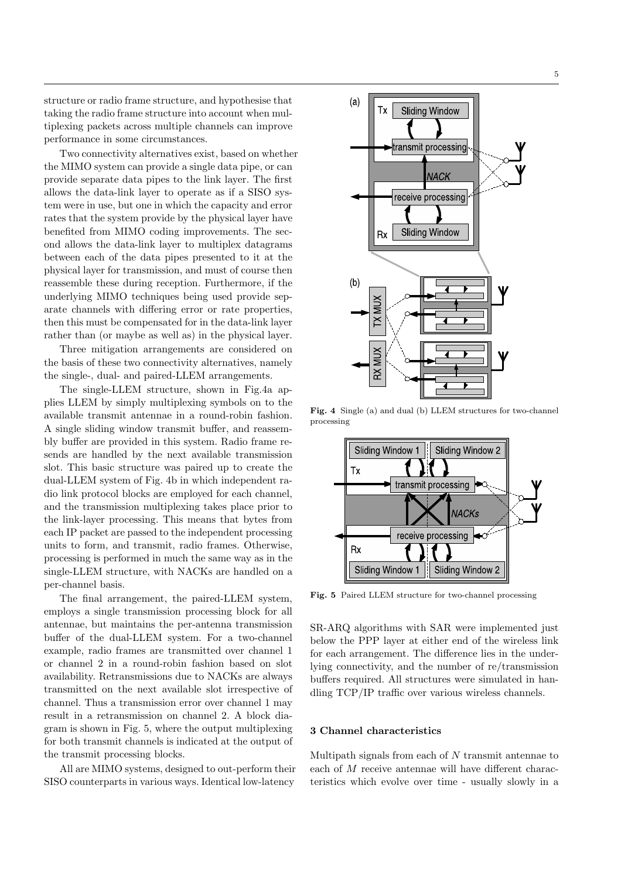structure or radio frame structure, and hypothesise that taking the radio frame structure into account when multiplexing packets across multiple channels can improve performance in some circumstances.

Two connectivity alternatives exist, based on whether the MIMO system can provide a single data pipe, or can provide separate data pipes to the link layer. The first allows the data-link layer to operate as if a SISO system were in use, but one in which the capacity and error rates that the system provide by the physical layer have benefited from MIMO coding improvements. The second allows the data-link layer to multiplex datagrams between each of the data pipes presented to it at the physical layer for transmission, and must of course then reassemble these during reception. Furthermore, if the underlying MIMO techniques being used provide separate channels with differing error or rate properties, then this must be compensated for in the data-link layer rather than (or maybe as well as) in the physical layer.

Three mitigation arrangements are considered on the basis of these two connectivity alternatives, namely the single-, dual- and paired-LLEM arrangements.

The single-LLEM structure, shown in Fig.4a applies LLEM by simply multiplexing symbols on to the available transmit antennae in a round-robin fashion. A single sliding window transmit buffer, and reassembly buffer are provided in this system. Radio frame resends are handled by the next available transmission slot. This basic structure was paired up to create the dual-LLEM system of Fig. 4b in which independent radio link protocol blocks are employed for each channel, and the transmission multiplexing takes place prior to the link-layer processing. This means that bytes from each IP packet are passed to the independent processing units to form, and transmit, radio frames. Otherwise, processing is performed in much the same way as in the single-LLEM structure, with NACKs are handled on a per-channel basis.

The final arrangement, the paired-LLEM system, employs a single transmission processing block for all antennae, but maintains the per-antenna transmission buffer of the dual-LLEM system. For a two-channel example, radio frames are transmitted over channel 1 or channel 2 in a round-robin fashion based on slot availability. Retransmissions due to NACKs are always transmitted on the next available slot irrespective of channel. Thus a transmission error over channel 1 may result in a retransmission on channel 2. A block diagram is shown in Fig. 5, where the output multiplexing for both transmit channels is indicated at the output of the transmit processing blocks.

All are MIMO systems, designed to out-perform their SISO counterparts in various ways. Identical low-latency SR-ARQ algorithms with SAR were implemented just below the PPP layer at either end of the wireless link for each arrangement. The difference lies in the underlying connectivity, and the number of re/transmission buffers required. All structures were simulated in handling TCP/IP traffic over various wireless channels.

(a)
Tx
Sliding Window
transmit processing
NACK
receive processing
Sliding Window
Rx

(b)
TX MUX
RX MUX

**Fig. 4** Single (a) and dual (b) LLEM structures for two-channel processing

Sliding Window 1
Sliding Window 2
Tx
transmit processing
NACKs
receive processing
Rx
Sliding Window 1
Sliding Window 2

**Fig. 5** Paired LLEM structure for two-channel processing

## 3 Channel characteristics

Multipath signals from each of $N$ transmit antennae to each of $M$ receive antennae will have different characteristics which evolve over time - usually slowly in a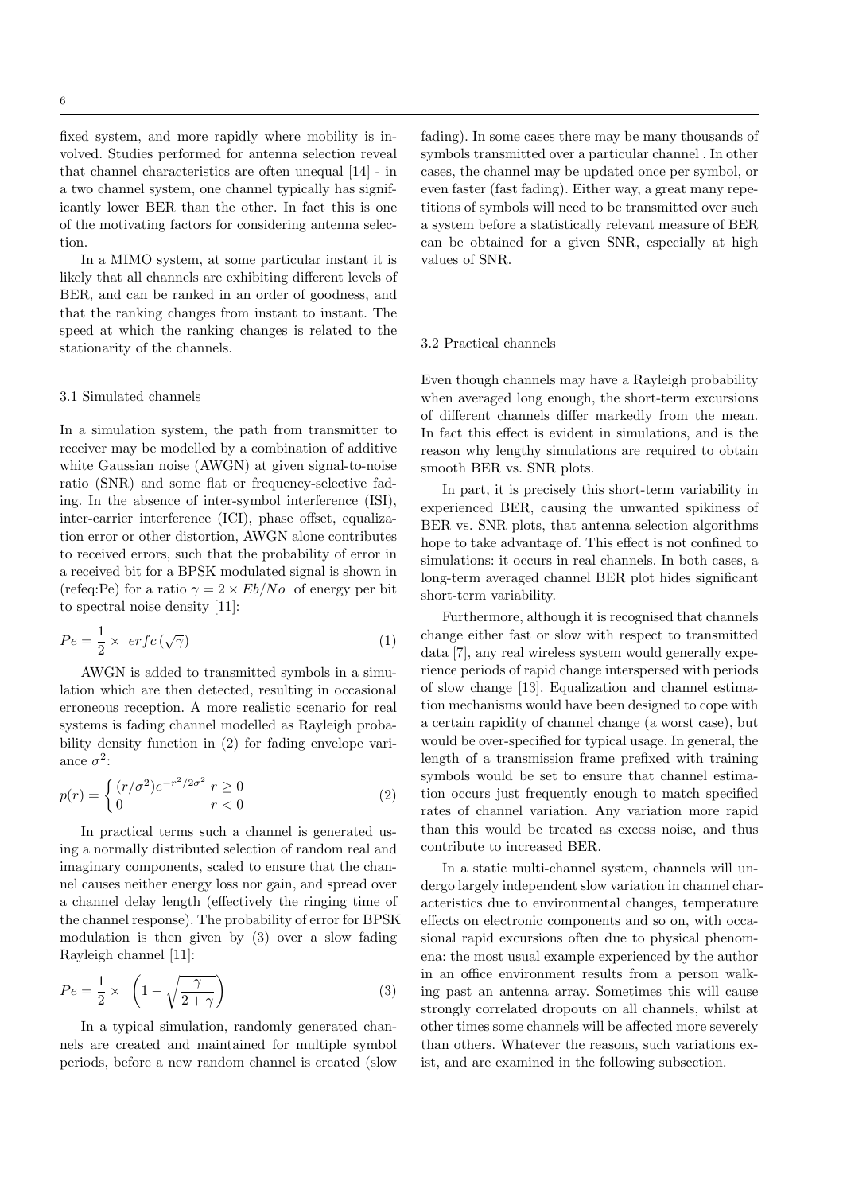fixed system, and more rapidly where mobility is involved. Studies performed for antenna selection reveal that channel characteristics are often unequal [14] - in a two channel system, one channel typically has significantly lower BER than the other. In fact this is one of the motivating factors for considering antenna selection.

In a MIMO system, at some particular instant it is likely that all channels are exhibiting different levels of BER, and can be ranked in an order of goodness, and that the ranking changes from instant to instant. The speed at which the ranking changes is related to the stationarity of the channels.

### 3.1 Simulated channels

In a simulation system, the path from transmitter to receiver may be modelled by a combination of additive white Gaussian noise (AWGN) at given signal-to-noise ratio (SNR) and some flat or frequency-selective fading. In the absence of inter-symbol interference (ISI), inter-carrier interference (ICI), phase offset, equalization error or other distortion, AWGN alone contributes to received errors, such that the probability of error in a received bit for a BPSK modulated signal is shown in (refeq:Pe) for a ratio $\gamma = 2 \times Eb/No$ of energy per bit to spectral noise density [11]:

$$Pe = \frac{1}{2} \times \ erfc\,(\sqrt{\gamma}) \tag{1}$$

AWGN is added to transmitted symbols in a simulation which are then detected, resulting in occasional erroneous reception. A more realistic scenario for real systems is fading channel modelled as Rayleigh probability density function in (2) for fading envelope variance $\sigma^2$:

$$p(r) = \begin{cases} (r/\sigma^2)e^{-r^2/2\sigma^2} & r \geq 0 \\ 0 & r < 0 \end{cases} \tag{2}$$

In practical terms such a channel is generated using a normally distributed selection of random real and imaginary components, scaled to ensure that the channel causes neither energy loss nor gain, and spread over a channel delay length (effectively the ringing time of the channel response). The probability of error for BPSK modulation is then given by (3) over a slow fading Rayleigh channel [11]:

$$Pe = \frac{1}{2} \times \ \left(1 - \sqrt{\frac{\gamma}{2+\gamma}}\right) \tag{3}$$

In a typical simulation, randomly generated channels are created and maintained for multiple symbol periods, before a new random channel is created (slow fading). In some cases there may be many thousands of symbols transmitted over a particular channel . In other cases, the channel may be updated once per symbol, or even faster (fast fading). Either way, a great many repetitions of symbols will need to be transmitted over such a system before a statistically relevant measure of BER can be obtained for a given SNR, especially at high values of SNR.

### 3.2 Practical channels

Even though channels may have a Rayleigh probability when averaged long enough, the short-term excursions of different channels differ markedly from the mean. In fact this effect is evident in simulations, and is the reason why lengthy simulations are required to obtain smooth BER vs. SNR plots.

In part, it is precisely this short-term variability in experienced BER, causing the unwanted spikiness of BER vs. SNR plots, that antenna selection algorithms hope to take advantage of. This effect is not confined to simulations: it occurs in real channels. In both cases, a long-term averaged channel BER plot hides significant short-term variability.

Furthermore, although it is recognised that channels change either fast or slow with respect to transmitted data [7], any real wireless system would generally experience periods of rapid change interspersed with periods of slow change [13]. Equalization and channel estimation mechanisms would have been designed to cope with a certain rapidity of channel change (a worst case), but would be over-specified for typical usage. In general, the length of a transmission frame prefixed with training symbols would be set to ensure that channel estimation occurs just frequently enough to match specified rates of channel variation. Any variation more rapid than this would be treated as excess noise, and thus contribute to increased BER.

In a static multi-channel system, channels will undergo largely independent slow variation in channel characteristics due to environmental changes, temperature effects on electronic components and so on, with occasional rapid excursions often due to physical phenomena: the most usual example experienced by the author in an office environment results from a person walking past an antenna array. Sometimes this will cause strongly correlated dropouts on all channels, whilst at other times some channels will be affected more severely than others. Whatever the reasons, such variations exist, and are examined in the following subsection.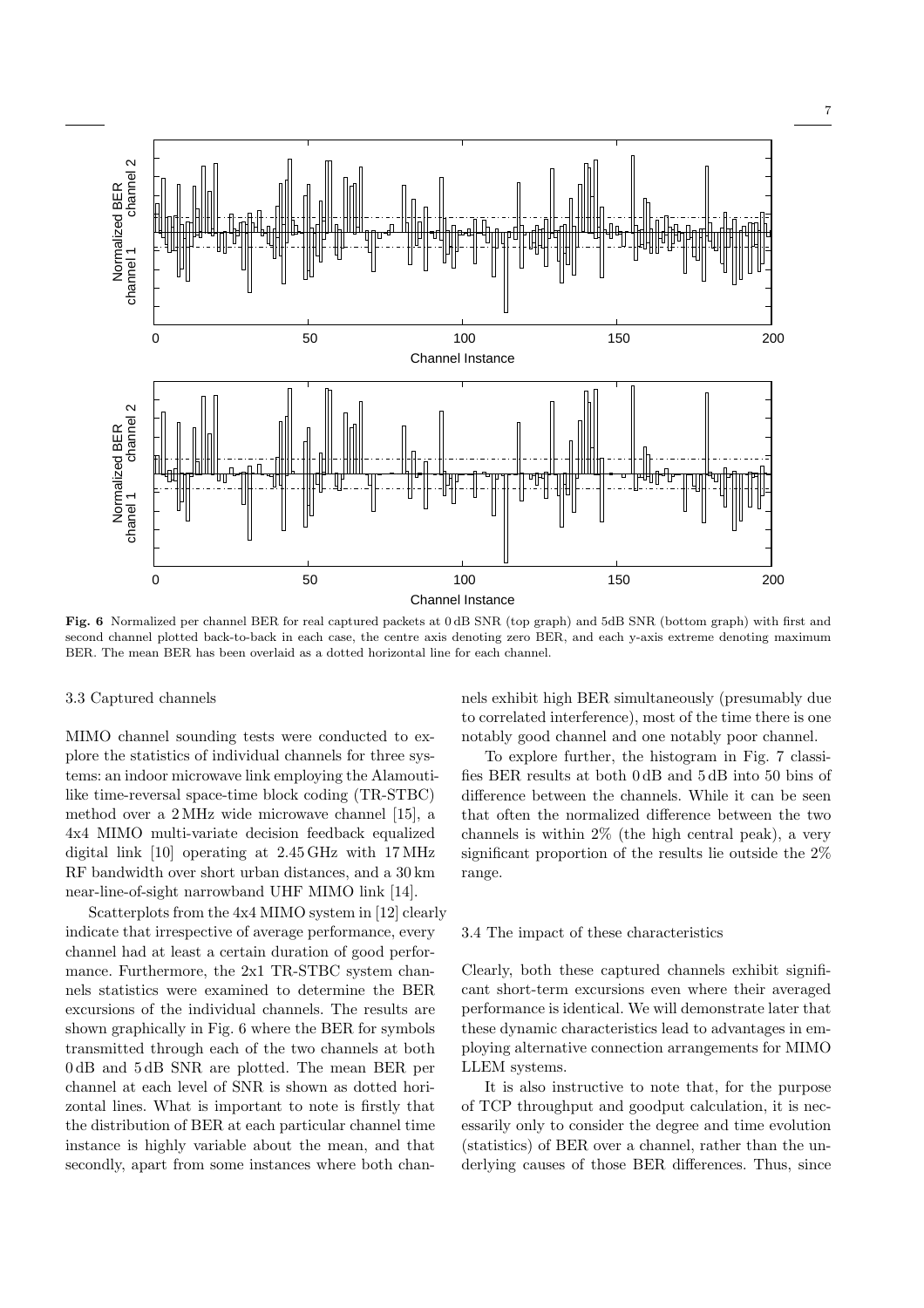Fig. 6 Normalized per channel BER for real captured packets at 0 dB SNR (top graph) and 5dB SNR (bottom graph) with first and second channel plotted back-to-back in each case, the centre axis denoting zero BER, and each y-axis extreme denoting maximum BER. The mean BER has been overlaid as a dotted horizontal line for each channel.

### 3.3 Captured channels

MIMO channel sounding tests were conducted to explore the statistics of individual channels for three systems: an indoor microwave link employing the Alamouti-like time-reversal space-time block coding (TR-STBC) method over a 2 MHz wide microwave channel [15], a 4x4 MIMO multi-variate decision feedback equalized digital link [10] operating at 2.45 GHz with 17 MHz RF bandwidth over short urban distances, and a 30 km near-line-of-sight narrowband UHF MIMO link [14].

Scatterplots from the 4x4 MIMO system in [12] clearly indicate that irrespective of average performance, every channel had at least a certain duration of good performance. Furthermore, the 2x1 TR-STBC system channels statistics were examined to determine the BER excursions of the individual channels. The results are shown graphically in Fig. 6 where the BER for symbols transmitted through each of the two channels at both 0 dB and 5 dB SNR are plotted. The mean BER per channel at each level of SNR is shown as dotted horizontal lines. What is important to note is firstly that the distribution of BER at each particular channel time instance is highly variable about the mean, and that secondly, apart from some instances where both channels exhibit high BER simultaneously (presumably due to correlated interference), most of the time there is one notably good channel and one notably poor channel.

To explore further, the histogram in Fig. 7 classifies BER results at both 0 dB and 5 dB into 50 bins of difference between the channels. While it can be seen that often the normalized difference between the two channels is within 2% (the high central peak), a very significant proportion of the results lie outside the 2% range.

### 3.4 The impact of these characteristics

Clearly, both these captured channels exhibit significant short-term excursions even where their averaged performance is identical. We will demonstrate later that these dynamic characteristics lead to advantages in employing alternative connection arrangements for MIMO LLEM systems.

It is also instructive to note that, for the purpose of TCP throughput and goodput calculation, it is necessarily only to consider the degree and time evolution (statistics) of BER over a channel, rather than the underlying causes of those BER differences. Thus, since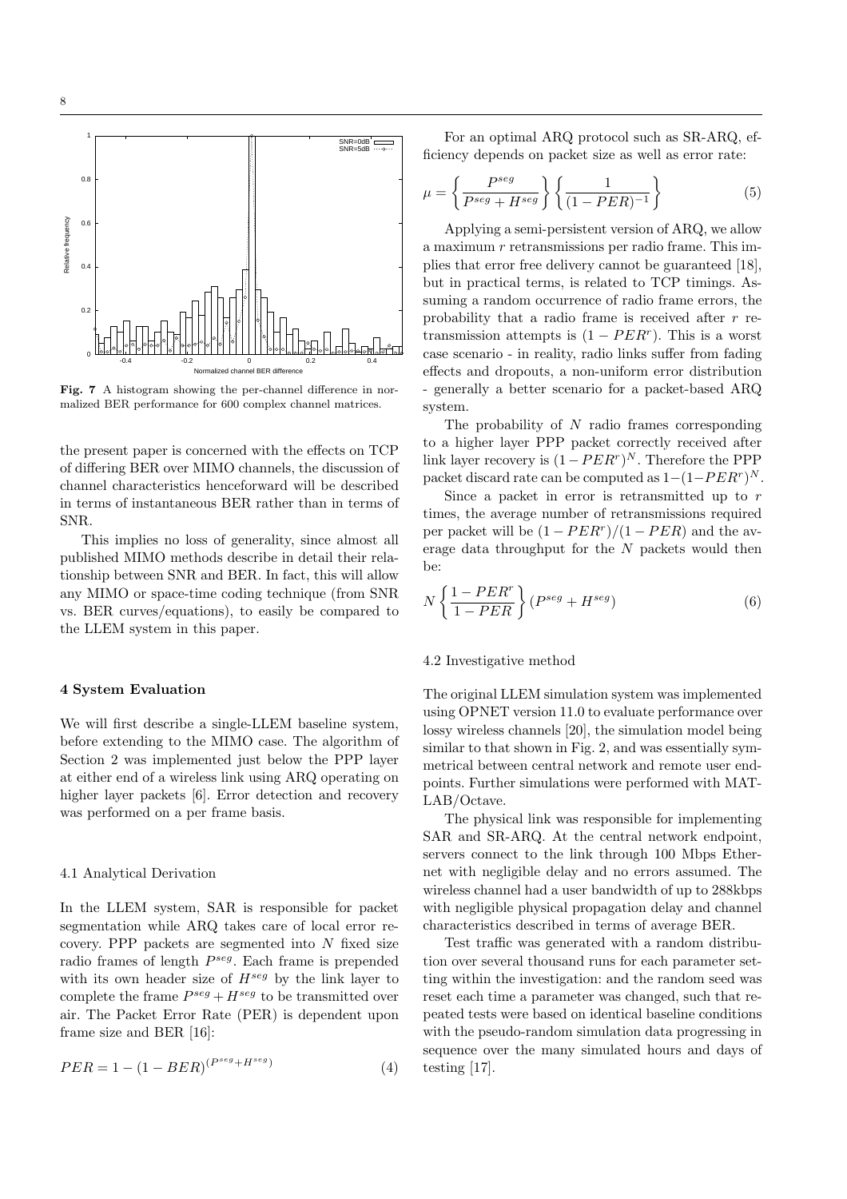Fig. 7 A histogram showing the per-channel difference in normalized BER performance for 600 complex channel matrices.

the present paper is concerned with the effects on TCP of differing BER over MIMO channels, the discussion of channel characteristics henceforward will be described in terms of instantaneous BER rather than in terms of SNR.

This implies no loss of generality, since almost all published MIMO methods describe in detail their relationship between SNR and BER. In fact, this will allow any MIMO or space-time coding technique (from SNR vs. BER curves/equations), to easily be compared to the LLEM system in this paper.

## 4 System Evaluation

We will first describe a single-LLEM baseline system, before extending to the MIMO case. The algorithm of Section 2 was implemented just below the PPP layer at either end of a wireless link using ARQ operating on higher layer packets [6]. Error detection and recovery was performed on a per frame basis.

### 4.1 Analytical Derivation

In the LLEM system, SAR is responsible for packet segmentation while ARQ takes care of local error recovery. PPP packets are segmented into $N$ fixed size radio frames of length $P^{seg}$. Each frame is prepended with its own header size of $H^{seg}$ by the link layer to complete the frame $P^{seg} + H^{seg}$ to be transmitted over air. The Packet Error Rate (PER) is dependent upon frame size and BER [16]:

$$PER = 1 - (1 - BER)^{(P^{seg}+H^{seg})} \tag{4}$$

For an optimal ARQ protocol such as SR-ARQ, efficiency depends on packet size as well as error rate:

$$\mu = \left\{ \frac{P^{seg}}{P^{seg} + H^{seg}} \right\} \left\{ \frac{1}{(1 - PER)^{-1}} \right\} \tag{5}$$

Applying a semi-persistent version of ARQ, we allow a maximum $r$ retransmissions per radio frame. This implies that error free delivery cannot be guaranteed [18], but in practical terms, is related to TCP timings. Assuming a random occurrence of radio frame errors, the probability that a radio frame is received after $r$ retransmission attempts is $(1 - PER^r)$. This is a worst case scenario - in reality, radio links suffer from fading effects and dropouts, a non-uniform error distribution - generally a better scenario for a packet-based ARQ system.

The probability of $N$ radio frames corresponding to a higher layer PPP packet correctly received after link layer recovery is $(1 - PER^r)^N$. Therefore the PPP packet discard rate can be computed as $1-(1-PER^r)^N$.

Since a packet in error is retransmitted up to $r$ times, the average number of retransmissions required per packet will be $(1 - PER^r)/(1 - PER)$ and the average data throughput for the $N$ packets would then be:

$$N \left\{ \frac{1 - PER^r}{1 - PER} \right\} (P^{seg} + H^{seg}) \tag{6}$$

### 4.2 Investigative method

The original LLEM simulation system was implemented using OPNET version 11.0 to evaluate performance over lossy wireless channels [20], the simulation model being similar to that shown in Fig. 2, and was essentially symmetrical between central network and remote user endpoints. Further simulations were performed with MATLAB/Octave.

The physical link was responsible for implementing SAR and SR-ARQ. At the central network endpoint, servers connect to the link through 100 Mbps Ethernet with negligible delay and no errors assumed. The wireless channel had a user bandwidth of up to 288kbps with negligible physical propagation delay and channel characteristics described in terms of average BER.

Test traffic was generated with a random distribution over several thousand runs for each parameter setting within the investigation: and the random seed was reset each time a parameter was changed, such that repeated tests were based on identical baseline conditions with the pseudo-random simulation data progressing in sequence over the many simulated hours and days of testing [17].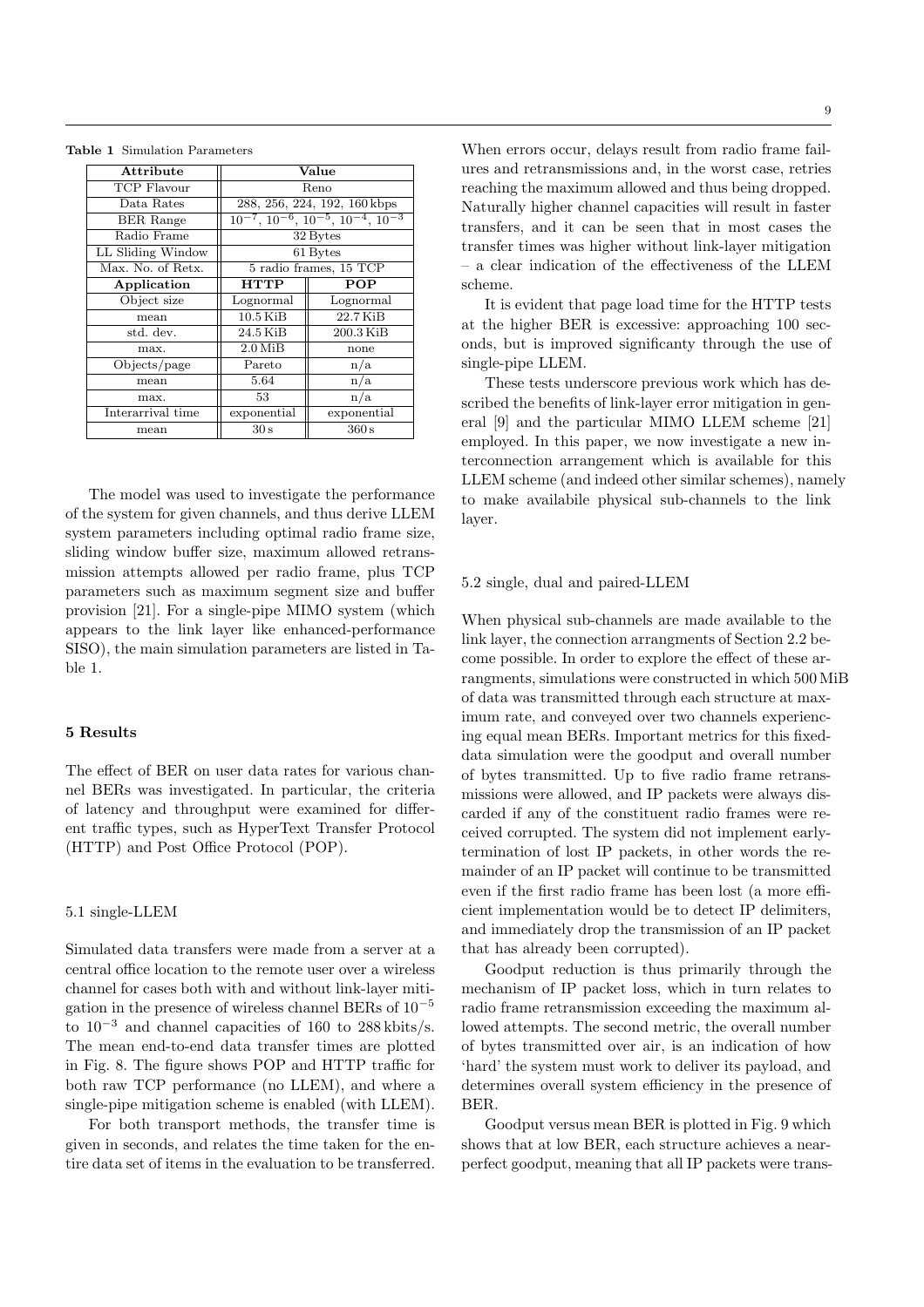**Table 1** Simulation Parameters

| Attribute | Value | |
|---|---|---|
| TCP Flavour | Reno | |
| Data Rates | 288, 256, 224, 192, 160 kbps | |
| BER Range | $10^{-7}$, $10^{-6}$, $10^{-5}$, $10^{-4}$, $10^{-3}$ | |
| Radio Frame | 32 Bytes | |
| LL Sliding Window | 61 Bytes | |
| Max. No. of Retx. | 5 radio frames, 15 TCP | |
| **Application** | **HTTP** | **POP** |
| Object size | Lognormal | Lognormal |
| mean | 10.5 KiB | 22.7 KiB |
| std. dev. | 24.5 KiB | 200.3 KiB |
| max. | 2.0 MiB | none |
| Objects/page | Pareto | n/a |
| mean | 5.64 | n/a |
| max. | 53 | n/a |
| Interarrival time | exponential | exponential |
| mean | 30 s | 360 s |

The model was used to investigate the performance of the system for given channels, and thus derive LLEM system parameters including optimal radio frame size, sliding window buffer size, maximum allowed retransmission attempts allowed per radio frame, plus TCP parameters such as maximum segment size and buffer provision [21]. For a single-pipe MIMO system (which appears to the link layer like enhanced-performance SISO), the main simulation parameters are listed in Table 1.

## 5 Results

The effect of BER on user data rates for various channel BERs was investigated. In particular, the criteria of latency and throughput were examined for different traffic types, such as HyperText Transfer Protocol (HTTP) and Post Office Protocol (POP).

### 5.1 single-LLEM

Simulated data transfers were made from a server at a central office location to the remote user over a wireless channel for cases both with and without link-layer mitigation in the presence of wireless channel BERs of $10^{-5}$ to $10^{-3}$ and channel capacities of 160 to 288 kbits/s. The mean end-to-end data transfer times are plotted in Fig. 8. The figure shows POP and HTTP traffic for both raw TCP performance (no LLEM), and where a single-pipe mitigation scheme is enabled (with LLEM).

For both transport methods, the transfer time is given in seconds, and relates the time taken for the entire data set of items in the evaluation to be transferred. When errors occur, delays result from radio frame failures and retransmissions and, in the worst case, retries reaching the maximum allowed and thus being dropped. Naturally higher channel capacities will result in faster transfers, and it can be seen that in most cases the transfer times was higher without link-layer mitigation – a clear indication of the effectiveness of the LLEM scheme.

It is evident that page load time for the HTTP tests at the higher BER is excessive: approaching 100 seconds, but is improved significanty through the use of single-pipe LLEM.

These tests underscore previous work which has described the benefits of link-layer error mitigation in general [9] and the particular MIMO LLEM scheme [21] employed. In this paper, we now investigate a new interconnection arrangement which is available for this LLEM scheme (and indeed other similar schemes), namely to make availabile physical sub-channels to the link layer.

### 5.2 single, dual and paired-LLEM

When physical sub-channels are made available to the link layer, the connection arrangments of Section 2.2 become possible. In order to explore the effect of these arrangements, simulations were constructed in which 500 MiB of data was transmitted through each structure at maximum rate, and conveyed over two channels experiencing equal mean BERs. Important metrics for this fixed-data simulation were the goodput and overall number of bytes transmitted. Up to five radio frame retransmissions were allowed, and IP packets were always discarded if any of the constituent radio frames were received corrupted. The system did not implement early-termination of lost IP packets, in other words the remainder of an IP packet will continue to be transmitted even if the first radio frame has been lost (a more efficient implementation would be to detect IP delimiters, and immediately drop the transmission of an IP packet that has already been corrupted).

Goodput reduction is thus primarily through the mechanism of IP packet loss, which in turn relates to radio frame retransmission exceeding the maximum allowed attempts. The second metric, the overall number of bytes transmitted over air, is an indication of how 'hard' the system must work to deliver its payload, and determines overall system efficiency in the presence of BER.

Goodput versus mean BER is plotted in Fig. 9 which shows that at low BER, each structure achieves a near-perfect goodput, meaning that all IP packets were trans-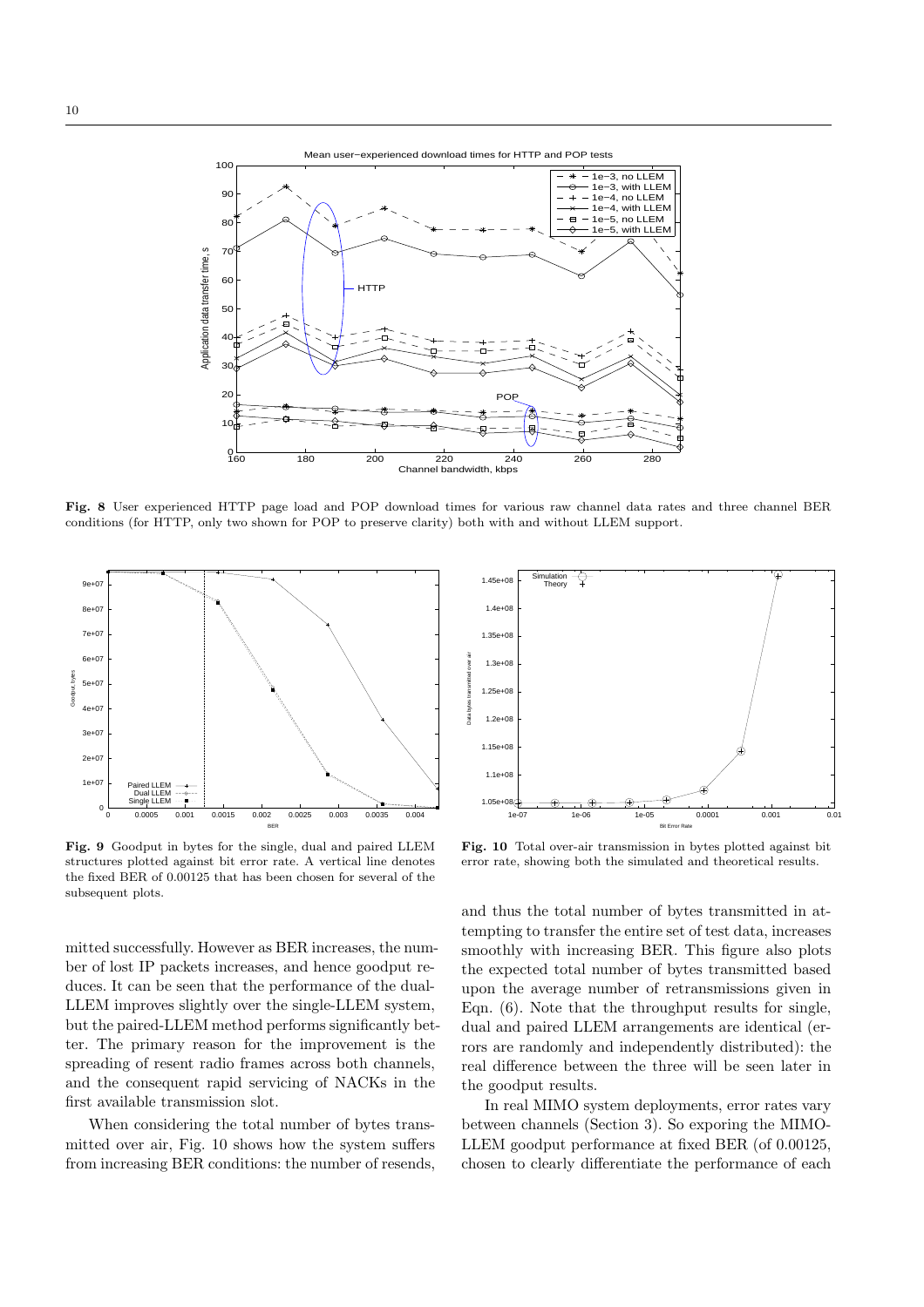**Fig. 8** User experienced HTTP page load and POP download times for various raw channel data rates and three channel BER conditions (for HTTP, only two shown for POP to preserve clarity) both with and without LLEM support.

**Fig. 9** Goodput in bytes for the single, dual and paired LLEM structures plotted against bit error rate. A vertical line denotes the fixed BER of 0.00125 that has been chosen for several of the subsequent plots.

**Fig. 10** Total over-air transmission in bytes plotted against bit error rate, showing both the simulated and theoretical results.

mitted successfully. However as BER increases, the number of lost IP packets increases, and hence goodput reduces. It can be seen that the performance of the dual-LLEM improves slightly over the single-LLEM system, but the paired-LLEM method performs significantly better. The primary reason for the improvement is the spreading of resent radio frames across both channels, and the consequent rapid servicing of NACKs in the first available transmission slot.

When considering the total number of bytes transmitted over air, Fig. 10 shows how the system suffers from increasing BER conditions: the number of resends, and thus the total number of bytes transmitted in attempting to transfer the entire set of test data, increases smoothly with increasing BER. This figure also plots the expected total number of bytes transmitted based upon the average number of retransmissions given in Eqn. (6). Note that the throughput results for single, dual and paired LLEM arrangements are identical (errors are randomly and independently distributed): the real difference between the three will be seen later in the goodput results.

In real MIMO system deployments, error rates vary between channels (Section 3). So exporing the MIMO-LLEM goodput performance at fixed BER (of 0.00125, chosen to clearly differentiate the performance of each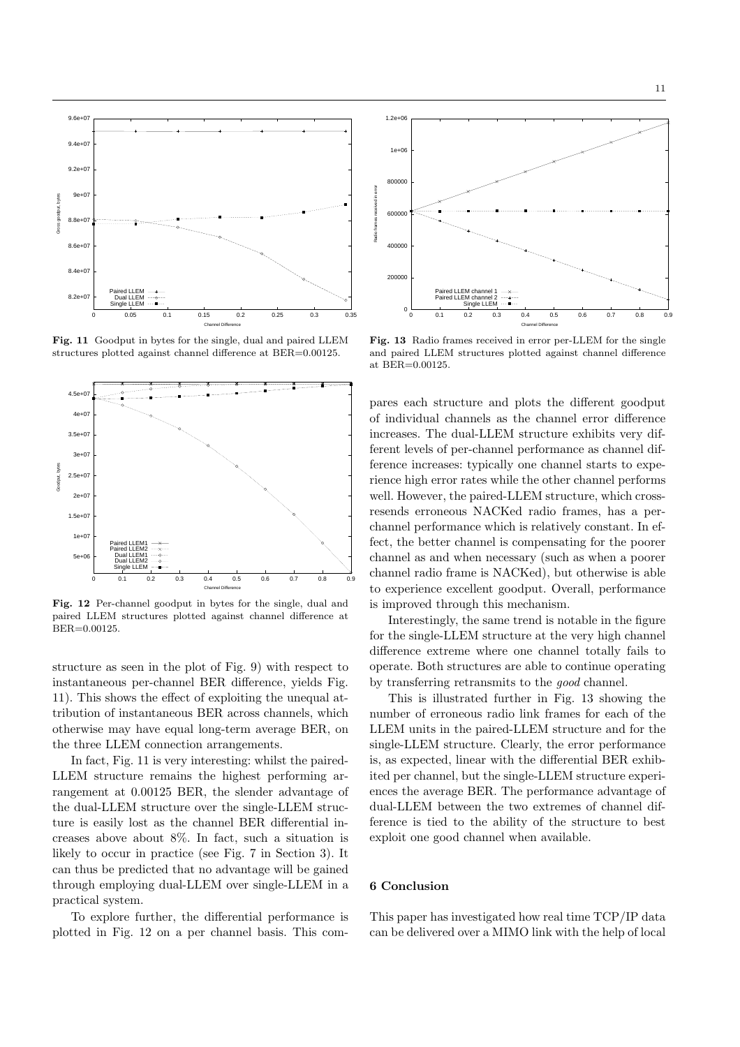**Fig. 11** Goodput in bytes for the single, dual and paired LLEM structures plotted against channel difference at BER=0.00125.

**Fig. 12** Per-channel goodput in bytes for the single, dual and paired LLEM structures plotted against channel difference at BER=0.00125.

structure as seen in the plot of Fig. 9) with respect to instantaneous per-channel BER difference, yields Fig. 11). This shows the effect of exploiting the unequal attribution of instantaneous BER across channels, which otherwise may have equal long-term average BER, on the three LLEM connection arrangements.

In fact, Fig. 11 is very interesting: whilst the paired-LLEM structure remains the highest performing arrangement at 0.00125 BER, the slender advantage of the dual-LLEM structure over the single-LLEM structure is easily lost as the channel BER differential increases above about 8%. In fact, such a situation is likely to occur in practice (see Fig. 7 in Section 3). It can thus be predicted that no advantage will be gained through employing dual-LLEM over single-LLEM in a practical system.

To explore further, the differential performance is plotted in Fig. 12 on a per channel basis. This compares each structure and plots the different goodput of individual channels as the channel error difference increases. The dual-LLEM structure exhibits very different levels of per-channel performance as channel difference increases: typically one channel starts to experience high error rates while the other channel performs well. However, the paired-LLEM structure, which cross-resends erroneous NACKed radio frames, has a per-channel performance which is relatively constant. In effect, the better channel is compensating for the poorer channel as and when necessary (such as when a poorer channel radio frame is NACKed), but otherwise is able to experience excellent goodput. Overall, performance is improved through this mechanism.

**Fig. 13** Radio frames received in error per-LLEM for the single and paired LLEM structures plotted against channel difference at BER=0.00125.

Interestingly, the same trend is notable in the figure for the single-LLEM structure at the very high channel difference extreme where one channel totally fails to operate. Both structures are able to continue operating by transferring retransmits to the *good* channel.

This is illustrated further in Fig. 13 showing the number of erroneous radio link frames for each of the LLEM units in the paired-LLEM structure and for the single-LLEM structure. Clearly, the error performance is, as expected, linear with the differential BER exhibited per channel, but the single-LLEM structure experiences the average BER. The performance advantage of dual-LLEM between the two extremes of channel difference is tied to the ability of the structure to best exploit one good channel when available.

## 6 Conclusion

This paper has investigated how real time TCP/IP data can be delivered over a MIMO link with the help of local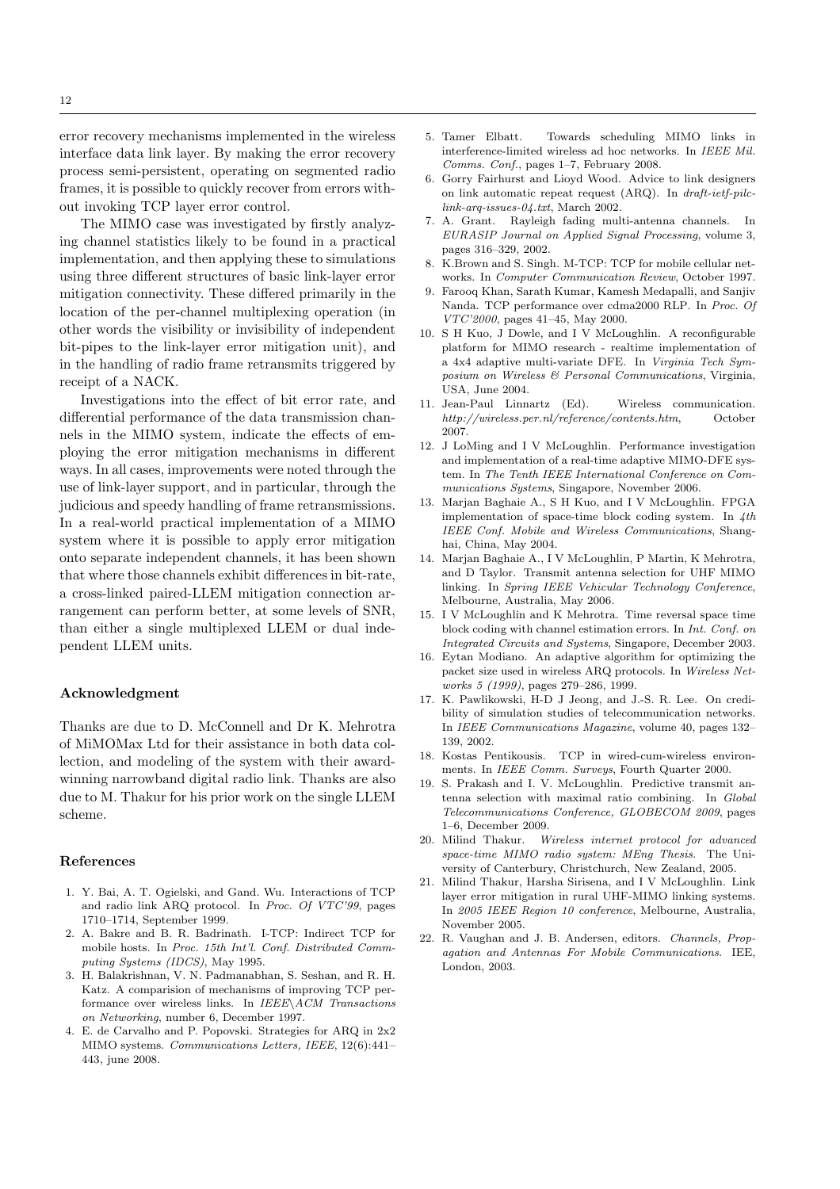error recovery mechanisms implemented in the wireless interface data link layer. By making the error recovery process semi-persistent, operating on segmented radio frames, it is possible to quickly recover from errors without invoking TCP layer error control.

The MIMO case was investigated by firstly analyzing channel statistics likely to be found in a practical implementation, and then applying these to simulations using three different structures of basic link-layer error mitigation connectivity. These differed primarily in the location of the per-channel multiplexing operation (in other words the visibility or invisibility of independent bit-pipes to the link-layer error mitigation unit), and in the handling of radio frame retransmits triggered by receipt of a NACK.

Investigations into the effect of bit error rate, and differential performance of the data transmission channels in the MIMO system, indicate the effects of employing the error mitigation mechanisms in different ways. In all cases, improvements were noted through the use of link-layer support, and in particular, through the judicious and speedy handling of frame retransmissions. In a real-world practical implementation of a MIMO system where it is possible to apply error mitigation onto separate independent channels, it has been shown that where those channels exhibit differences in bit-rate, a cross-linked paired-LLEM mitigation connection arrangement can perform better, at some levels of SNR, than either a single multiplexed LLEM or dual independent LLEM units.

### Acknowledgment

Thanks are due to D. McConnell and Dr K. Mehrotra of MiMOMax Ltd for their assistance in both data collection, and modeling of the system with their award-winning narrowband digital radio link. Thanks are also due to M. Thakur for his prior work on the single LLEM scheme.

### References

1. Y. Bai, A. T. Ogielski, and Gand. Wu. Interactions of TCP and radio link ARQ protocol. In *Proc. Of VTC'99*, pages 1710–1714, September 1999.
2. A. Bakre and B. R. Badrinath. I-TCP: Indirect TCP for mobile hosts. In *Proc. 15th Int'l. Conf. Distributed Commputing Systems (IDCS)*, May 1995.
3. H. Balakrishnan, V. N. Padmanabhan, S. Seshan, and R. H. Katz. A comparision of mechanisms of improving TCP performance over wireless links. In *IEEE\ACM Transactions on Networking*, number 6, December 1997.
4. E. de Carvalho and P. Popovski. Strategies for ARQ in 2x2 MIMO systems. *Communications Letters, IEEE*, 12(6):441–443, june 2008.
5. Tamer Elbatt. Towards scheduling MIMO links in interference-limited wireless ad hoc networks. In *IEEE Mil. Comms. Conf.*, pages 1–7, February 2008.
6. Gorry Fairhurst and Lioyd Wood. Advice to link designers on link automatic repeat request (ARQ). In *draft-ietf-pilc-link-arq-issues-04.txt*, March 2002.
7. A. Grant. Rayleigh fading multi-antenna channels. In *EURASIP Journal on Applied Signal Processing*, volume 3, pages 316–329, 2002.
8. K.Brown and S. Singh. M-TCP: TCP for mobile cellular networks. In *Computer Communication Review*, October 1997.
9. Farooq Khan, Sarath Kumar, Kamesh Medapalli, and Sanjiv Nanda. TCP performance over cdma2000 RLP. In *Proc. Of VTC'2000*, pages 41–45, May 2000.
10. S H Kuo, J Dowle, and I V McLoughlin. A reconfigurable platform for MIMO research - realtime implementation of a 4x4 adaptive multi-variate DFE. In *Virginia Tech Symposium on Wireless & Personal Communications*, Virginia, USA, June 2004.
11. Jean-Paul Linnartz (Ed). Wireless communication. *http://wireless.per.nl/reference/contents.htm*, October 2007.
12. J LoMing and I V McLoughlin. Performance investigation and implementation of a real-time adaptive MIMO-DFE system. In *The Tenth IEEE International Conference on Communications Systems*, Singapore, November 2006.
13. Marjan Baghaie A., S H Kuo, and I V McLoughlin. FPGA implementation of space-time block coding system. In *4th IEEE Conf. Mobile and Wireless Communications*, Shanghai, China, May 2004.
14. Marjan Baghaie A., I V McLoughlin, P Martin, K Mehrotra, and D Taylor. Transmit antenna selection for UHF MIMO linking. In *Spring IEEE Vehicular Technology Conference*, Melbourne, Australia, May 2006.
15. I V McLoughlin and K Mehrotra. Time reversal space time block coding with channel estimation errors. In *Int. Conf. on Integrated Circuits and Systems*, Singapore, December 2003.
16. Eytan Modiano. An adaptive algorithm for optimizing the packet size used in wireless ARQ protocols. In *Wireless Networks 5 (1999)*, pages 279–286, 1999.
17. K. Pawlikowski, H-D J Jeong, and J.-S. R. Lee. On credibility of simulation studies of telecommunication networks. In *IEEE Communications Magazine*, volume 40, pages 132–139, 2002.
18. Kostas Pentikousis. TCP in wired-cum-wireless environments. In *IEEE Comm. Surveys*, Fourth Quarter 2000.
19. S. Prakash and I. V. McLoughlin. Predictive transmit antenna selection with maximal ratio combining. In *Global Telecommunications Conference, GLOBECOM 2009*, pages 1–6, December 2009.
20. Milind Thakur. *Wireless internet protocol for advanced space-time MIMO radio system: MEng Thesis*. The University of Canterbury, Christchurch, New Zealand, 2005.
21. Milind Thakur, Harsha Sirisena, and I V McLoughlin. Link layer error mitigation in rural UHF-MIMO linking systems. In *2005 IEEE Region 10 conference*, Melbourne, Australia, November 2005.
22. R. Vaughan and J. B. Andersen, editors. *Channels, Propagation and Antennas For Mobile Communications*. IEE, London, 2003.